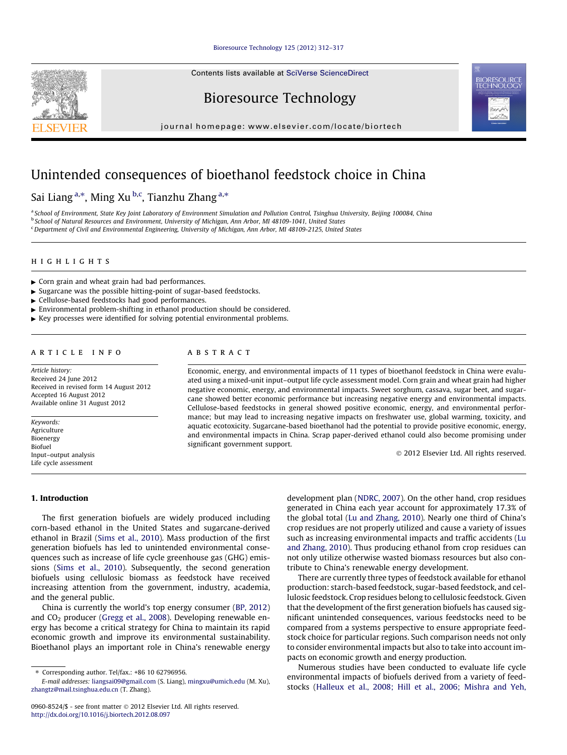Contents lists available at SciVerse ScienceDirect

# Bioresource Technology

journal homepage: www.elsevier.com/locate/biortech

# Unintended consequences of bioethanol feedstock choice in China

Sai Liang [a,*], Ming Xu [b,c], Tianzhu Zhang [a,*]

[a] School of Environment, State Key Joint Laboratory of Environment Simulation and Pollution Control, Tsinghua University, Beijing 100084, China
[b] School of Natural Resources and Environment, University of Michigan, Ann Arbor, MI 48109-1041, United States
[c] Department of Civil and Environmental Engineering, University of Michigan, Ann Arbor, MI 48109-2125, United States

## HIGHLIGHTS

- Corn grain and wheat grain had bad performances.
- Sugarcane was the possible hitting-point of sugar-based feedstocks.
- Cellulose-based feedstocks had good performances.
- Environmental problem-shifting in ethanol production should be considered.
- Key processes were identified for solving potential environmental problems.

## ARTICLE INFO

*Article history:*
Received 24 June 2012
Received in revised form 14 August 2012
Accepted 16 August 2012
Available online 31 August 2012

*Keywords:*
Agriculture
Bioenergy
Biofuel
Input–output analysis
Life cycle assessment

## ABSTRACT

Economic, energy, and environmental impacts of 11 types of bioethanol feedstock in China were evaluated using a mixed-unit input–output life cycle assessment model. Corn grain and wheat grain had higher negative economic, energy, and environmental impacts. Sweet sorghum, cassava, sugar beet, and sugarcane showed better economic performance but increasing negative energy and environmental impacts. Cellulose-based feedstocks in general showed positive economic, energy, and environmental performance; but may lead to increasing negative impacts on freshwater use, global warming, toxicity, and aquatic ecotoxicity. Sugarcane-based bioethanol had the potential to provide positive economic, energy, and environmental impacts in China. Scrap paper-derived ethanol could also become promising under significant government support.

© 2012 Elsevier Ltd. All rights reserved.

## 1. Introduction

The first generation biofuels are widely produced including corn-based ethanol in the United States and sugarcane-derived ethanol in Brazil (Sims et al., 2010). Mass production of the first generation biofuels has led to unintended environmental consequences such as increase of life cycle greenhouse gas (GHG) emissions (Sims et al., 2010). Subsequently, the second generation biofuels using cellulosic biomass as feedstock have received increasing attention from the government, industry, academia, and the general public.

China is currently the world's top energy consumer (BP, 2012) and $CO_2$ producer (Gregg et al., 2008). Developing renewable energy has become a critical strategy for China to maintain its rapid economic growth and improve its environmental sustainability. Bioethanol plays an important role in China's renewable energy development plan (NDRC, 2007). On the other hand, crop residues generated in China each year account for approximately 17.3% of the global total (Lu and Zhang, 2010). Nearly one third of China's crop residues are not properly utilized and cause a variety of issues such as increasing environmental impacts and traffic accidents (Lu and Zhang, 2010). Thus producing ethanol from crop residues can not only utilize otherwise wasted biomass resources but also contribute to China's renewable energy development.

There are currently three types of feedstock available for ethanol production: starch-based feedstock, sugar-based feedstock, and cellulosic feedstock. Crop residues belong to cellulosic feedstock. Given that the development of the first generation biofuels has caused significant unintended consequences, various feedstocks need to be compared from a systems perspective to ensure appropriate feedstock choice for particular regions. Such comparison needs not only to consider environmental impacts but also to take into account impacts on economic growth and energy production.

Numerous studies have been conducted to evaluate life cycle environmental impacts of biofuels derived from a variety of feedstocks (Halleux et al., 2008; Hill et al., 2006; Mishra and Yeh,

* Corresponding author. Tel/fax.: +86 10 62796956.
*E-mail addresses:* liangsai09@gmail.com (S. Liang), mingxu@umich.edu (M. Xu), zhangtz@mail.tsinghua.edu.cn (T. Zhang).

0960-8524/$ - see front matter © 2012 Elsevier Ltd. All rights reserved.
http://dx.doi.org/10.1016/j.biortech.2012.08.097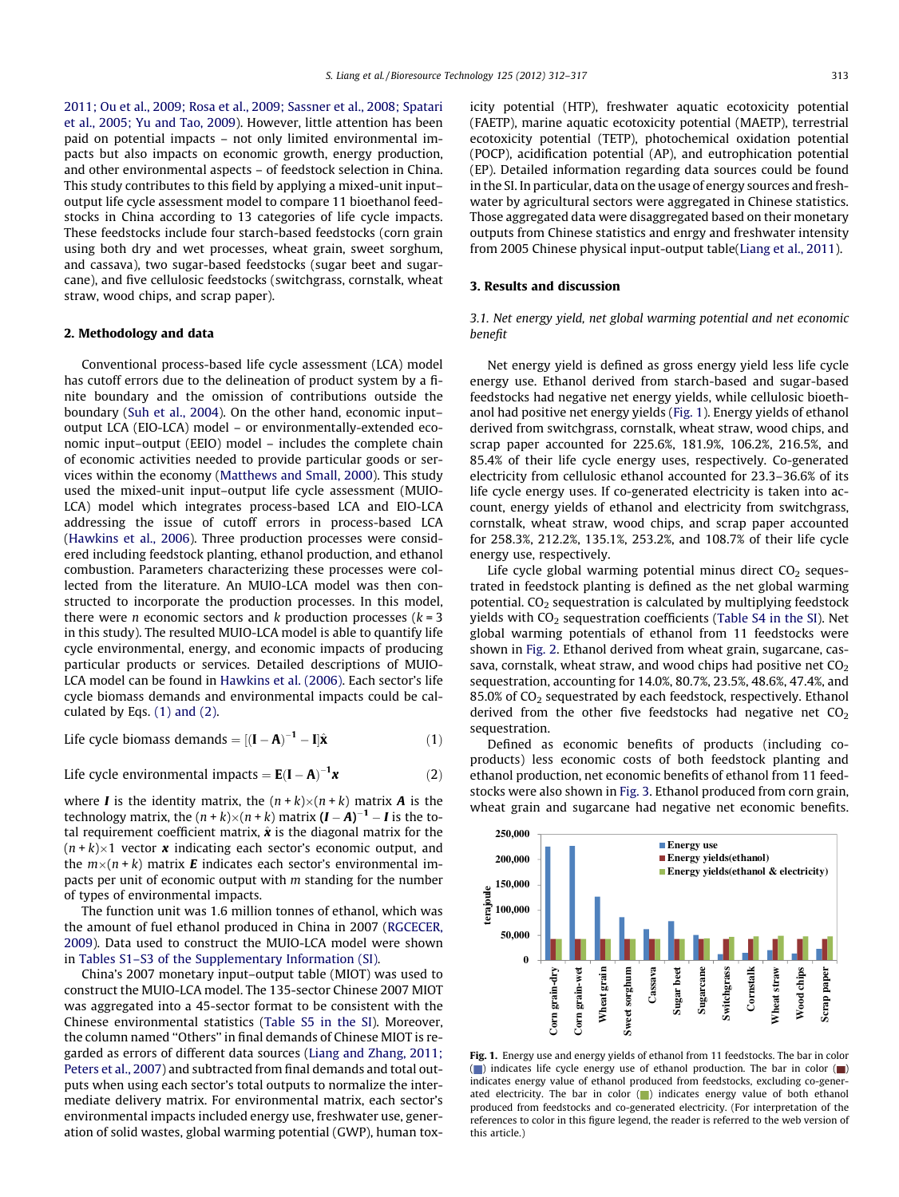2011; Ou et al., 2009; Rosa et al., 2009; Sassner et al., 2008; Spatari et al., 2005; Yu and Tao, 2009). However, little attention has been paid on potential impacts – not only limited environmental impacts but also impacts on economic growth, energy production, and other environmental aspects – of feedstock selection in China. This study contributes to this field by applying a mixed-unit input–output life cycle assessment model to compare 11 bioethanol feedstocks in China according to 13 categories of life cycle impacts. These feedstocks include four starch-based feedstocks (corn grain using both dry and wet processes, wheat grain, sweet sorghum, and cassava), two sugar-based feedstocks (sugar beet and sugarcane), and five cellulosic feedstocks (switchgrass, cornstalk, wheat straw, wood chips, and scrap paper).

## 2. Methodology and data

Conventional process-based life cycle assessment (LCA) model has cutoff errors due to the delineation of product system by a finite boundary and the omission of contributions outside the boundary (Suh et al., 2004). On the other hand, economic input–output LCA (EIO-LCA) model – or environmentally-extended economic input–output (EEIO) model – includes the complete chain of economic activities needed to provide particular goods or services within the economy (Matthews and Small, 2000). This study used the mixed-unit input–output life cycle assessment (MUIO-LCA) model which integrates process-based LCA and EIO-LCA addressing the issue of cutoff errors in process-based LCA (Hawkins et al., 2006). Three production processes were considered including feedstock planting, ethanol production, and ethanol combustion. Parameters characterizing these processes were collected from the literature. An MUIO-LCA model was then constructed to incorporate the production processes. In this model, there were $n$ economic sectors and $k$ production processes ($k = 3$ in this study). The resulted MUIO-LCA model is able to quantify life cycle environmental, energy, and economic impacts of producing particular products or services. Detailed descriptions of MUIO-LCA model can be found in Hawkins et al. (2006). Each sector's life cycle biomass demands and environmental impacts could be calculated by Eqs. (1) and (2).

$$\text{Life cycle biomass demands} = [(\mathbf{I} - \mathbf{A})^{-1} - \mathbf{I}]\hat{\mathbf{x}} \tag{1}$$

$$\text{Life cycle environmental impacts} = \mathbf{E}(\mathbf{I} - \mathbf{A})^{-1}\boldsymbol{x} \tag{2}$$

where $\boldsymbol{I}$ is the identity matrix, the $(n + k)\times(n + k)$ matrix $\boldsymbol{A}$ is the technology matrix, the $(n + k)\times(n + k)$ matrix $(\boldsymbol{I} - \boldsymbol{A})^{-1} - \boldsymbol{I}$ is the total requirement coefficient matrix, $\hat{\boldsymbol{x}}$ is the diagonal matrix for the $(n + k)\times 1$ vector $\boldsymbol{x}$ indicating each sector's economic output, and the $m\times(n + k)$ matrix $\boldsymbol{E}$ indicates each sector's environmental impacts per unit of economic output with $m$ standing for the number of types of environmental impacts.

The function unit was 1.6 million tonnes of ethanol, which was the amount of fuel ethanol produced in China in 2007 (RGCECER, 2009). Data used to construct the MUIO-LCA model were shown in Tables S1–S3 of the Supplementary Information (SI).

China's 2007 monetary input–output table (MIOT) was used to construct the MUIO-LCA model. The 135-sector Chinese 2007 MIOT was aggregated into a 45-sector format to be consistent with the Chinese environmental statistics (Table S5 in the SI). Moreover, the column named "Others" in final demands of Chinese MIOT is regarded as errors of different data sources (Liang and Zhang, 2011; Peters et al., 2007) and subtracted from final demands and total outputs when using each sector's total outputs to normalize the intermediate delivery matrix. For environmental matrix, each sector's environmental impacts included energy use, freshwater use, generation of solid wastes, global warming potential (GWP), human toxicity potential (HTP), freshwater aquatic ecotoxicity potential (FAETP), marine aquatic ecotoxicity potential (MAETP), terrestrial ecotoxicity potential (TETP), photochemical oxidation potential (POCP), acidification potential (AP), and eutrophication potential (EP). Detailed information regarding data sources could be found in the SI. In particular, data on the usage of energy sources and freshwater by agricultural sectors were aggregated in Chinese statistics. Those aggregated data were disaggregated based on their monetary outputs from Chinese statistics and enrgy and freshwater intensity from 2005 Chinese physical input-output table(Liang et al., 2011).

## 3. Results and discussion

### 3.1. Net energy yield, net global warming potential and net economic benefit

Net energy yield is defined as gross energy yield less life cycle energy use. Ethanol derived from starch-based and sugar-based feedstocks had negative net energy yields, while cellulosic bioethanol had positive net energy yields (Fig. 1). Energy yields of ethanol derived from switchgrass, cornstalk, wheat straw, wood chips, and scrap paper accounted for 225.6%, 181.9%, 106.2%, 216.5%, and 85.4% of their life cycle energy uses, respectively. Co-generated electricity from cellulosic ethanol accounted for 23.3–36.6% of its life cycle energy uses. If co-generated electricity is taken into account, energy yields of ethanol and electricity from switchgrass, cornstalk, wheat straw, wood chips, and scrap paper accounted for 258.3%, 212.2%, 135.1%, 253.2%, and 108.7% of their life cycle energy use, respectively.

Life cycle global warming potential minus direct $CO_2$ sequestrated in feedstock planting is defined as the net global warming potential. $CO_2$ sequestration is calculated by multiplying feedstock yields with $CO_2$ sequestration coefficients (Table S4 in the SI). Net global warming potentials of ethanol from 11 feedstocks were shown in Fig. 2. Ethanol derived from wheat grain, sugarcane, cassava, cornstalk, wheat straw, and wood chips had positive net $CO_2$ sequestration, accounting for 14.0%, 80.7%, 23.5%, 48.6%, 47.4%, and 85.0% of $CO_2$ sequestrated by each feedstock, respectively. Ethanol derived from the other five feedstocks had negative net $CO_2$ sequestration.

Defined as economic benefits of products (including co-products) less economic costs of both feedstock planting and ethanol production, net economic benefits of ethanol from 11 feedstocks were also shown in Fig. 3. Ethanol produced from corn grain, wheat grain and sugarcane had negative net economic benefits.

**Fig. 1.** Energy use and energy yields of ethanol from 11 feedstocks. The bar in color (■) indicates life cycle energy use of ethanol production. The bar in color (■) indicates energy value of ethanol produced from feedstocks, excluding co-generated electricity. The bar in color (■) indicates energy value of both ethanol produced from feedstocks and co-generated electricity. (For interpretation of the references to color in this figure legend, the reader is referred to the web version of this article.)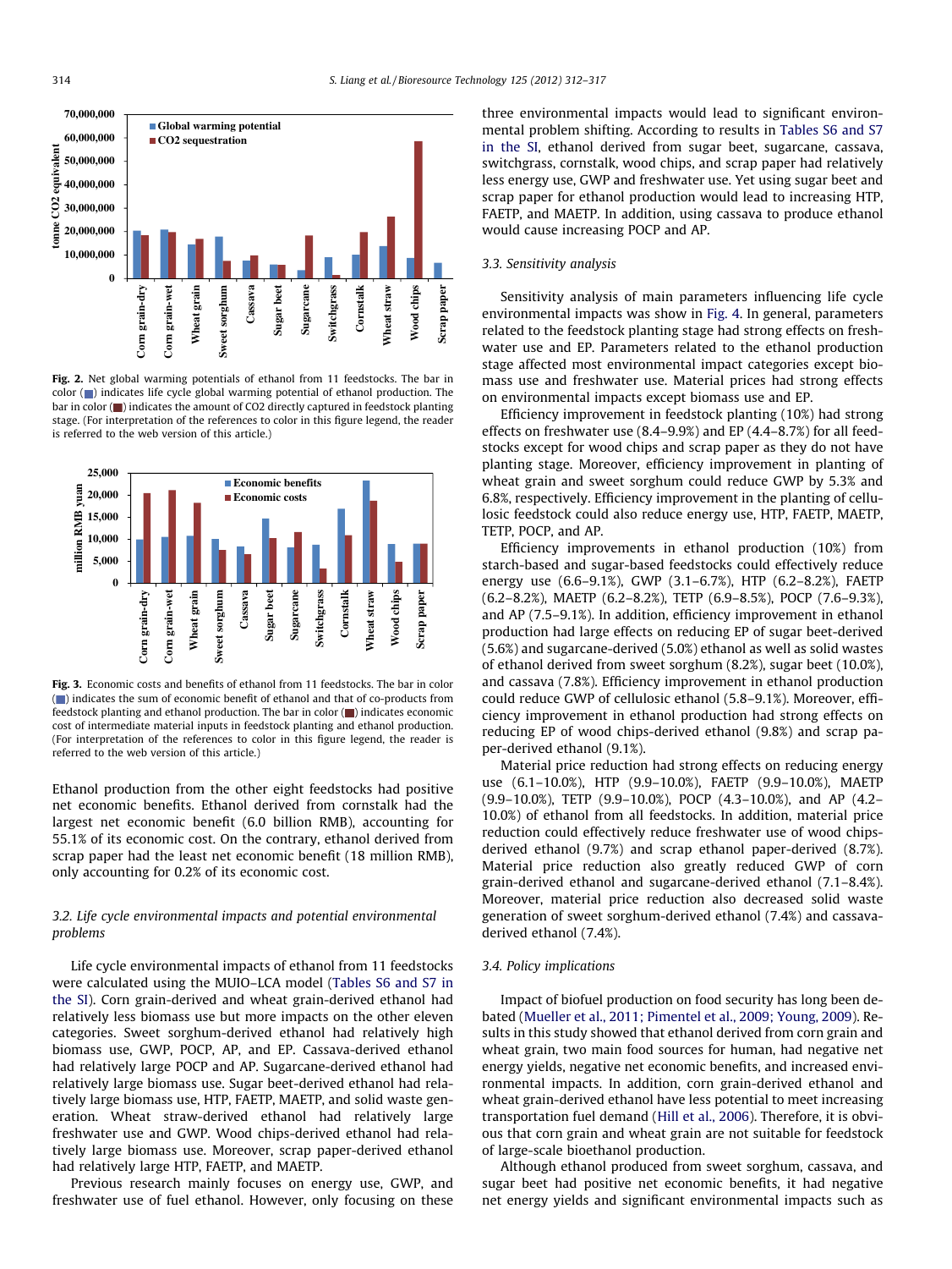Fig. 2. Net global warming potentials of ethanol from 11 feedstocks. The bar in color (■) indicates life cycle global warming potential of ethanol production. The bar in color (■) indicates the amount of CO2 directly captured in feedstock planting stage. (For interpretation of the references to color in this figure legend, the reader is referred to the web version of this article.)

Fig. 3. Economic costs and benefits of ethanol from 11 feedstocks. The bar in color (■) indicates the sum of economic benefit of ethanol and that of co-products from feedstock planting and ethanol production. The bar in color (■) indicates economic cost of intermediate material inputs in feedstock planting and ethanol production. (For interpretation of the references to color in this figure legend, the reader is referred to the web version of this article.)

Ethanol production from the other eight feedstocks had positive net economic benefits. Ethanol derived from cornstalk had the largest net economic benefit (6.0 billion RMB), accounting for 55.1% of its economic cost. On the contrary, ethanol derived from scrap paper had the least net economic benefit (18 million RMB), only accounting for 0.2% of its economic cost.

### 3.2. Life cycle environmental impacts and potential environmental problems

Life cycle environmental impacts of ethanol from 11 feedstocks were calculated using the MUIO–LCA model (Tables S6 and S7 in the SI). Corn grain-derived and wheat grain-derived ethanol had relatively less biomass use but more impacts on the other eleven categories. Sweet sorghum-derived ethanol had relatively high biomass use, GWP, POCP, AP, and EP. Cassava-derived ethanol had relatively large POCP and AP. Sugarcane-derived ethanol had relatively large biomass use. Sugar beet-derived ethanol had relatively large biomass use, HTP, FAETP, MAETP, and solid waste generation. Wheat straw-derived ethanol had relatively large freshwater use and GWP. Wood chips-derived ethanol had relatively large biomass use. Moreover, scrap paper-derived ethanol had relatively large HTP, FAETP, and MAETP.

Previous research mainly focuses on energy use, GWP, and freshwater use of fuel ethanol. However, only focusing on these three environmental impacts would lead to significant environmental problem shifting. According to results in Tables S6 and S7 in the SI, ethanol derived from sugar beet, sugarcane, cassava, switchgrass, cornstalk, wood chips, and scrap paper had relatively less energy use, GWP and freshwater use. Yet using sugar beet and scrap paper for ethanol production would lead to increasing HTP, FAETP, and MAETP. In addition, using cassava to produce ethanol would cause increasing POCP and AP.

### 3.3. Sensitivity analysis

Sensitivity analysis of main parameters influencing life cycle environmental impacts was show in Fig. 4. In general, parameters related to the feedstock planting stage had strong effects on freshwater use and EP. Parameters related to the ethanol production stage affected most environmental impact categories except biomass use and freshwater use. Material prices had strong effects on environmental impacts except biomass use and EP.

Efficiency improvement in feedstock planting (10%) had strong effects on freshwater use (8.4–9.9%) and EP (4.4–8.7%) for all feedstocks except for wood chips and scrap paper as they do not have planting stage. Moreover, efficiency improvement in planting of wheat grain and sweet sorghum could reduce GWP by 5.3% and 6.8%, respectively. Efficiency improvement in the planting of cellulosic feedstock could also reduce energy use, HTP, FAETP, MAETP, TETP, POCP, and AP.

Efficiency improvements in ethanol production (10%) from starch-based and sugar-based feedstocks could effectively reduce energy use (6.6–9.1%), GWP (3.1–6.7%), HTP (6.2–8.2%), FAETP (6.2–8.2%), MAETP (6.2–8.2%), TETP (6.9–8.5%), POCP (7.6–9.3%), and AP (7.5–9.1%). In addition, efficiency improvement in ethanol production had large effects on reducing EP of sugar beet-derived (5.6%) and sugarcane-derived (5.0%) ethanol as well as solid wastes of ethanol derived from sweet sorghum (8.2%), sugar beet (10.0%), and cassava (7.8%). Efficiency improvement in ethanol production could reduce GWP of cellulosic ethanol (5.8–9.1%). Moreover, efficiency improvement in ethanol production had strong effects on reducing EP of wood chips-derived ethanol (9.8%) and scrap paper-derived ethanol (9.1%).

Material price reduction had strong effects on reducing energy use (6.1–10.0%), HTP (9.9–10.0%), FAETP (9.9–10.0%), MAETP (9.9–10.0%), TETP (9.9–10.0%), POCP (4.3–10.0%), and AP (4.2–10.0%) of ethanol from all feedstocks. In addition, material price reduction could effectively reduce freshwater use of wood chips-derived ethanol (9.7%) and scrap ethanol paper-derived (8.7%). Material price reduction also greatly reduced GWP of corn grain-derived ethanol and sugarcane-derived ethanol (7.1–8.4%). Moreover, material price reduction also decreased solid waste generation of sweet sorghum-derived ethanol (7.4%) and cassava-derived ethanol (7.4%).

### 3.4. Policy implications

Impact of biofuel production on food security has long been debated (Mueller et al., 2011; Pimentel et al., 2009; Young, 2009). Results in this study showed that ethanol derived from corn grain and wheat grain, two main food sources for human, had negative net energy yields, negative net economic benefits, and increased environmental impacts. In addition, corn grain-derived ethanol and wheat grain-derived ethanol have less potential to meet increasing transportation fuel demand (Hill et al., 2006). Therefore, it is obvious that corn grain and wheat grain are not suitable for feedstock of large-scale bioethanol production.

Although ethanol produced from sweet sorghum, cassava, and sugar beet had positive net economic benefits, it had negative net energy yields and significant environmental impacts such as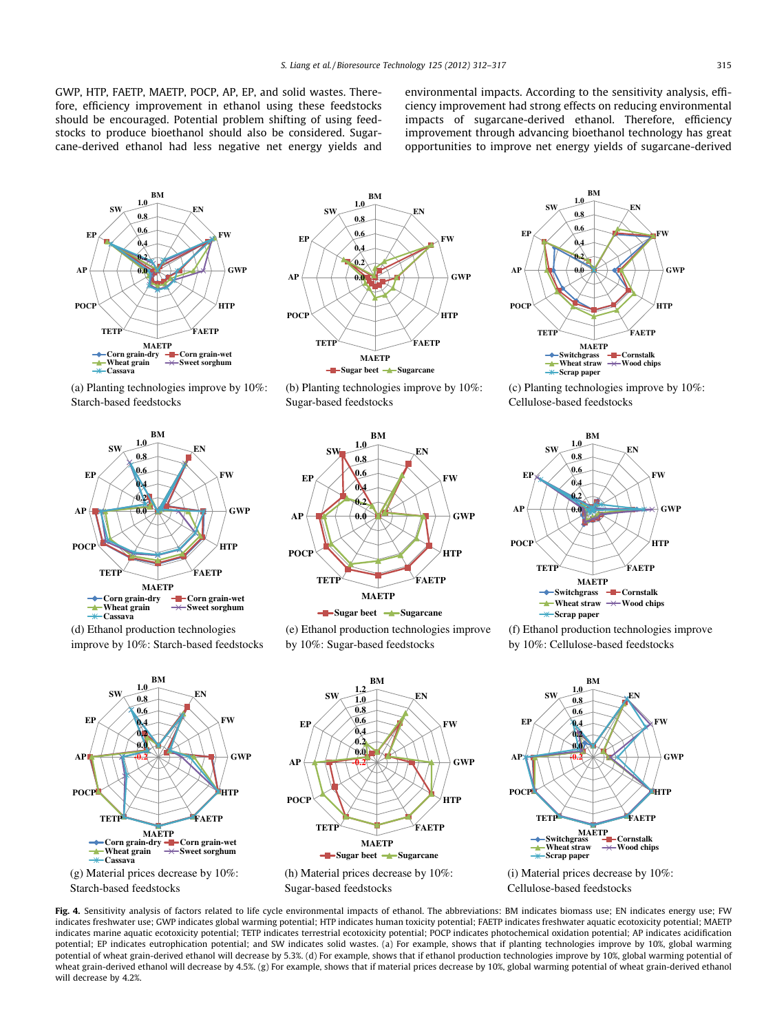GWP, HTP, FAETP, MAETP, POCP, AP, EP, and solid wastes. Therefore, efficiency improvement in ethanol using these feedstocks should be encouraged. Potential problem shifting of using feedstocks to produce bioethanol should also be considered. Sugarcane-derived ethanol had less negative net energy yields and environmental impacts. According to the sensitivity analysis, efficiency improvement had strong effects on reducing environmental impacts of sugarcane-derived ethanol. Therefore, efficiency improvement through advancing bioethanol technology has great opportunities to improve net energy yields of sugarcane-derived

(a) Planting technologies improve by 10%: Starch-based feedstocks

(b) Planting technologies improve by 10%: Sugar-based feedstocks

(c) Planting technologies improve by 10%: Cellulose-based feedstocks

(d) Ethanol production technologies improve by 10%: Starch-based feedstocks

(e) Ethanol production technologies improve by 10%: Sugar-based feedstocks

(f) Ethanol production technologies improve by 10%: Cellulose-based feedstocks

(g) Material prices decrease by 10%: Starch-based feedstocks

(h) Material prices decrease by 10%: Sugar-based feedstocks

(i) Material prices decrease by 10%: Cellulose-based feedstocks

**Fig. 4.** Sensitivity analysis of factors related to life cycle environmental impacts of ethanol. The abbreviations: BM indicates biomass use; EN indicates energy use; FW indicates freshwater use; GWP indicates global warming potential; HTP indicates human toxicity potential; FAETP indicates freshwater aquatic ecotoxicity potential; MAETP indicates marine aquatic ecotoxicity potential; TETP indicates terrestrial ecotoxicity potential; POCP indicates photochemical oxidation potential; AP indicates acidification potential; EP indicates eutrophication potential; and SW indicates solid wastes. (a) For example, shows that if planting technologies improve by 10%, global warming potential of wheat grain-derived ethanol will decrease by 5.3%. (d) For example, shows that if ethanol production technologies improve by 10%, global warming potential of wheat grain-derived ethanol will decrease by 4.5%. (g) For example, shows that if material prices decrease by 10%, global warming potential of wheat grain-derived ethanol will decrease by 4.2%.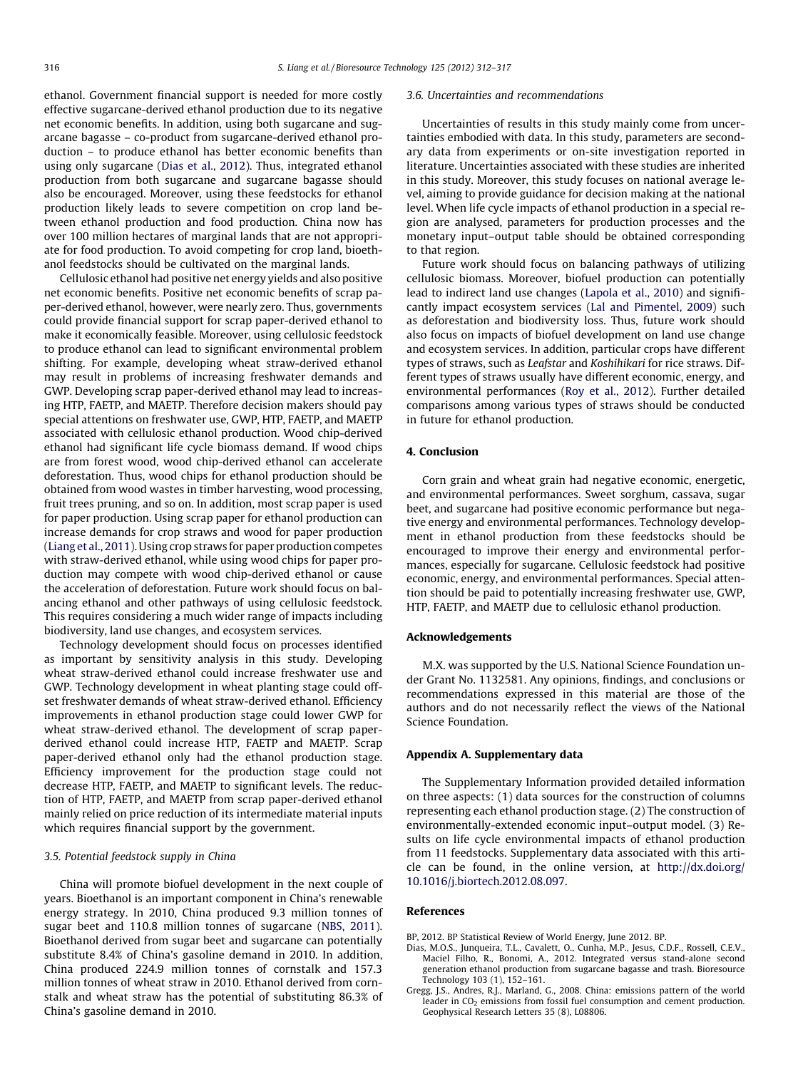ethanol. Government financial support is needed for more costly effective sugarcane-derived ethanol production due to its negative net economic benefits. In addition, using both sugarcane and sugarcane bagasse – co-product from sugarcane-derived ethanol production – to produce ethanol has better economic benefits than using only sugarcane (Dias et al., 2012). Thus, integrated ethanol production from both sugarcane and sugarcane bagasse should also be encouraged. Moreover, using these feedstocks for ethanol production likely leads to severe competition on crop land between ethanol production and food production. China now has over 100 million hectares of marginal lands that are not appropriate for food production. To avoid competing for crop land, bioethanol feedstocks should be cultivated on the marginal lands.

Cellulosic ethanol had positive net energy yields and also positive net economic benefits. Positive net economic benefits of scrap paper-derived ethanol, however, were nearly zero. Thus, governments could provide financial support for scrap paper-derived ethanol to make it economically feasible. Moreover, using cellulosic feedstock to produce ethanol can lead to significant environmental problem shifting. For example, developing wheat straw-derived ethanol may result in problems of increasing freshwater demands and GWP. Developing scrap paper-derived ethanol may lead to increasing HTP, FAETP, and MAETP. Therefore decision makers should pay special attentions on freshwater use, GWP, HTP, FAETP, and MAETP associated with cellulosic ethanol production. Wood chip-derived ethanol had significant life cycle biomass demand. If wood chips are from forest wood, wood chip-derived ethanol can accelerate deforestation. Thus, wood chips for ethanol production should be obtained from wood wastes in timber harvesting, wood processing, fruit trees pruning, and so on. In addition, most scrap paper is used for paper production. Using scrap paper for ethanol production can increase demands for crop straws and wood for paper production (Liang et al., 2011). Using crop straws for paper production competes with straw-derived ethanol, while using wood chips for paper production may compete with wood chip-derived ethanol or cause the acceleration of deforestation. Future work should focus on balancing ethanol and other pathways of using cellulosic feedstock. This requires considering a much wider range of impacts including biodiversity, land use changes, and ecosystem services.

Technology development should focus on processes identified as important by sensitivity analysis in this study. Developing wheat straw-derived ethanol could increase freshwater use and GWP. Technology development in wheat planting stage could offset freshwater demands of wheat straw-derived ethanol. Efficiency improvements in ethanol production stage could lower GWP for wheat straw-derived ethanol. The development of scrap paper-derived ethanol could increase HTP, FAETP and MAETP. Scrap paper-derived ethanol only had the ethanol production stage. Efficiency improvement for the production stage could not decrease HTP, FAETP, and MAETP to significant levels. The reduction of HTP, FAETP, and MAETP from scrap paper-derived ethanol mainly relied on price reduction of its intermediate material inputs which requires financial support by the government.

### 3.5. Potential feedstock supply in China

China will promote biofuel development in the next couple of years. Bioethanol is an important component in China's renewable energy strategy. In 2010, China produced 9.3 million tonnes of sugar beet and 110.8 million tonnes of sugarcane (NBS, 2011). Bioethanol derived from sugar beet and sugarcane can potentially substitute 8.4% of China's gasoline demand in 2010. In addition, China produced 224.9 million tonnes of cornstalk and 157.3 million tonnes of wheat straw in 2010. Ethanol derived from cornstalk and wheat straw has the potential of substituting 86.3% of China's gasoline demand in 2010.

### 3.6. Uncertainties and recommendations

Uncertainties of results in this study mainly come from uncertainties embodied with data. In this study, parameters are secondary data from experiments or on-site investigation reported in literature. Uncertainties associated with these studies are inherited in this study. Moreover, this study focuses on national average level, aiming to provide guidance for decision making at the national level. When life cycle impacts of ethanol production in a special region are analysed, parameters for production processes and the monetary input–output table should be obtained corresponding to that region.

Future work should focus on balancing pathways of utilizing cellulosic biomass. Moreover, biofuel production can potentially lead to indirect land use changes (Lapola et al., 2010) and significantly impact ecosystem services (Lal and Pimentel, 2009) such as deforestation and biodiversity loss. Thus, future work should also focus on impacts of biofuel development on land use change and ecosystem services. In addition, particular crops have different types of straws, such as *Leafstar* and *Koshihikari* for rice straws. Different types of straws usually have different economic, energy, and environmental performances (Roy et al., 2012). Further detailed comparisons among various types of straws should be conducted in future for ethanol production.

## 4. Conclusion

Corn grain and wheat grain had negative economic, energetic, and environmental performances. Sweet sorghum, cassava, sugar beet, and sugarcane had positive economic performance but negative energy and environmental performances. Technology development in ethanol production from these feedstocks should be encouraged to improve their energy and environmental performances, especially for sugarcane. Cellulosic feedstock had positive economic, energy, and environmental performances. Special attention should be paid to potentially increasing freshwater use, GWP, HTP, FAETP, and MAETP due to cellulosic ethanol production.

## Acknowledgements

M.X. was supported by the U.S. National Science Foundation under Grant No. 1132581. Any opinions, findings, and conclusions or recommendations expressed in this material are those of the authors and do not necessarily reflect the views of the National Science Foundation.

## Appendix A. Supplementary data

The Supplementary Information provided detailed information on three aspects: (1) data sources for the construction of columns representing each ethanol production stage. (2) The construction of environmentally-extended economic input–output model. (3) Results on life cycle environmental impacts of ethanol production from 11 feedstocks. Supplementary data associated with this article can be found, in the online version, at http://dx.doi.org/10.1016/j.biortech.2012.08.097.

## References

BP, 2012. BP Statistical Review of World Energy, June 2012. BP.

Dias, M.O.S., Junqueira, T.L., Cavalett, O., Cunha, M.P., Jesus, C.D.F., Rossell, C.E.V., Maciel Filho, R., Bonomi, A., 2012. Integrated versus stand-alone second generation ethanol production from sugarcane bagasse and trash. Bioresource Technology 103 (1), 152–161.

Gregg, J.S., Andres, R.J., Marland, G., 2008. China: emissions pattern of the world leader in $CO_2$ emissions from fossil fuel consumption and cement production. Geophysical Research Letters 35 (8), L08806.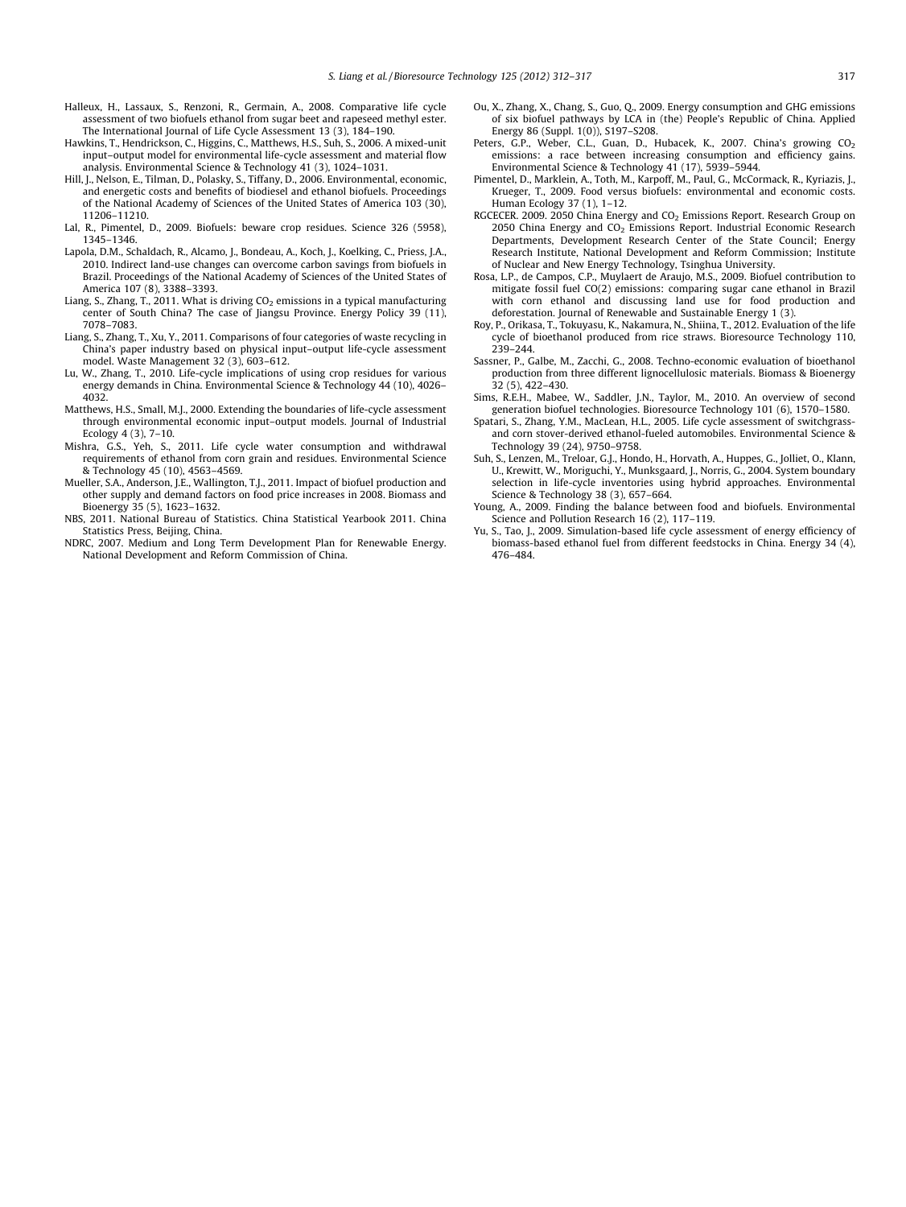Halleux, H., Lassaux, S., Renzoni, R., Germain, A., 2008. Comparative life cycle assessment of two biofuels ethanol from sugar beet and rapeseed methyl ester. The International Journal of Life Cycle Assessment 13 (3), 184–190.

Hawkins, T., Hendrickson, C., Higgins, C., Matthews, H.S., Suh, S., 2006. A mixed-unit input–output model for environmental life-cycle assessment and material flow analysis. Environmental Science & Technology 41 (3), 1024–1031.

Hill, J., Nelson, E., Tilman, D., Polasky, S., Tiffany, D., 2006. Environmental, economic, and energetic costs and benefits of biodiesel and ethanol biofuels. Proceedings of the National Academy of Sciences of the United States of America 103 (30), 11206–11210.

Lal, R., Pimentel, D., 2009. Biofuels: beware crop residues. Science 326 (5958), 1345–1346.

Lapola, D.M., Schaldach, R., Alcamo, J., Bondeau, A., Koch, J., Koelking, C., Priess, J.A., 2010. Indirect land-use changes can overcome carbon savings from biofuels in Brazil. Proceedings of the National Academy of Sciences of the United States of America 107 (8), 3388–3393.

Liang, S., Zhang, T., 2011. What is driving $CO_2$ emissions in a typical manufacturing center of South China? The case of Jiangsu Province. Energy Policy 39 (11), 7078–7083.

Liang, S., Zhang, T., Xu, Y., 2011. Comparisons of four categories of waste recycling in China's paper industry based on physical input–output life-cycle assessment model. Waste Management 32 (3), 603–612.

Lu, W., Zhang, T., 2010. Life-cycle implications of using crop residues for various energy demands in China. Environmental Science & Technology 44 (10), 4026–4032.

Matthews, H.S., Small, M.J., 2000. Extending the boundaries of life-cycle assessment through environmental economic input–output models. Journal of Industrial Ecology 4 (3), 7–10.

Mishra, G.S., Yeh, S., 2011. Life cycle water consumption and withdrawal requirements of ethanol from corn grain and residues. Environmental Science & Technology 45 (10), 4563–4569.

Mueller, S.A., Anderson, J.E., Wallington, T.J., 2011. Impact of biofuel production and other supply and demand factors on food price increases in 2008. Biomass and Bioenergy 35 (5), 1623–1632.

NBS, 2011. National Bureau of Statistics. China Statistical Yearbook 2011. China Statistics Press, Beijing, China.

NDRC, 2007. Medium and Long Term Development Plan for Renewable Energy. National Development and Reform Commission of China.

Ou, X., Zhang, X., Chang, S., Guo, Q., 2009. Energy consumption and GHG emissions of six biofuel pathways by LCA in (the) People's Republic of China. Applied Energy 86 (Suppl. 1(0)), S197–S208.

Peters, G.P., Weber, C.L., Guan, D., Hubacek, K., 2007. China's growing $CO_2$ emissions: a race between increasing consumption and efficiency gains. Environmental Science & Technology 41 (17), 5939–5944.

Pimentel, D., Marklein, A., Toth, M., Karpoff, M., Paul, G., McCormack, R., Kyriazis, J., Krueger, T., 2009. Food versus biofuels: environmental and economic costs. Human Ecology 37 (1), 1–12.

RGCECER. 2009. 2050 China Energy and $CO_2$ Emissions Report. Research Group on 2050 China Energy and $CO_2$ Emissions Report. Industrial Economic Research Departments, Development Research Center of the State Council; Energy Research Institute, National Development and Reform Commission; Institute of Nuclear and New Energy Technology, Tsinghua University.

Rosa, L.P., de Campos, C.P., Muylaert de Araujo, M.S., 2009. Biofuel contribution to mitigate fossil fuel CO(2) emissions: comparing sugar cane ethanol in Brazil with corn ethanol and discussing land use for food production and deforestation. Journal of Renewable and Sustainable Energy 1 (3).

Roy, P., Orikasa, T., Tokuyasu, K., Nakamura, N., Shiina, T., 2012. Evaluation of the life cycle of bioethanol produced from rice straws. Bioresource Technology 110, 239–244.

Sassner, P., Galbe, M., Zacchi, G., 2008. Techno-economic evaluation of bioethanol production from three different lignocellulosic materials. Biomass & Bioenergy 32 (5), 422–430.

Sims, R.E.H., Mabee, W., Saddler, J.N., Taylor, M., 2010. An overview of second generation biofuel technologies. Bioresource Technology 101 (6), 1570–1580.

Spatari, S., Zhang, Y.M., MacLean, H.L., 2005. Life cycle assessment of switchgrass- and corn stover-derived ethanol-fueled automobiles. Environmental Science & Technology 39 (24), 9750–9758.

Suh, S., Lenzen, M., Treloar, G.J., Hondo, H., Horvath, A., Huppes, G., Jolliet, O., Klann, U., Krewitt, W., Moriguchi, Y., Munksgaard, J., Norris, G., 2004. System boundary selection in life-cycle inventories using hybrid approaches. Environmental Science & Technology 38 (3), 657–664.

Young, A., 2009. Finding the balance between food and biofuels. Environmental Science and Pollution Research 16 (2), 117–119.

Yu, S., Tao, J., 2009. Simulation-based life cycle assessment of energy efficiency of biomass-based ethanol fuel from different feedstocks in China. Energy 34 (4), 476–484.